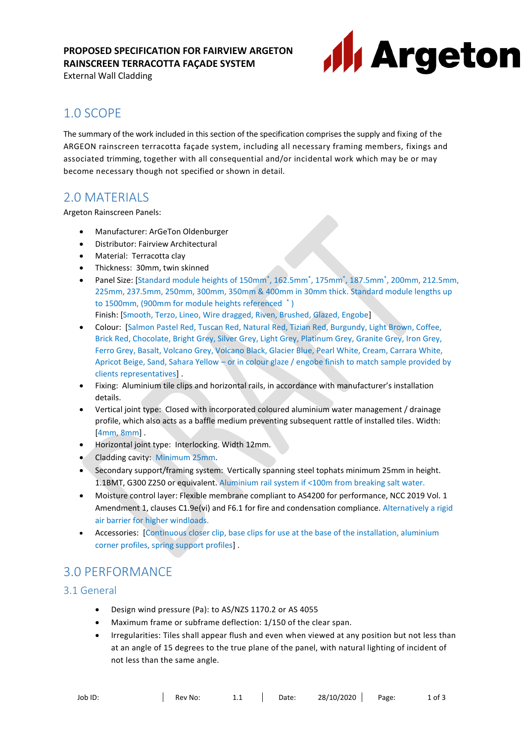**PROPOSED SPECIFICATION FOR FAIRVIEW ARGETON RAINSCREEN TERRACOTTA FAÇADE SYSTEM**

External Wall Cladding

## 1.0 SCOPE

The summary of the work included in this section of the specification comprises the supply and fixing of the ARGEON rainscreen terracotta façade system, including all necessary framing members, fixings and associated trimming, together with all consequential and/or incidental work which may be or may become necessary though not specified or shown in detail.

## 2.0 MATERIALS

Argeton Rainscreen Panels:

- Manufacturer: ArGeTon Oldenburger
- Distributor: Fairview Architectural
- Material: Terracotta clay
- Thickness: 30mm, twin skinned
- Panel Size: [Standard module heights of 150mm*, 162.5mm*, 175mm*, 187.5mm*, 200mm, 212.5mm, 225mm, 237.5mm, 250mm, 300mm, 350mm & 400mm in 30mm thick. Standard module lengths up to 1500mm, (900mm for module heights referenced * )

  Finish: [Smooth, Terzo, Lineo, Wire dragged, Riven, Brushed, Glazed, Engobe]
- Colour: [Salmon Pastel Red, Tuscan Red, Natural Red, Tizian Red, Burgundy, Light Brown, Coffee, Brick Red, Chocolate, Bright Grey, Silver Grey, Light Grey, Platinum Grey, Granite Grey, Iron Grey, Ferro Grey, Basalt, Volcano Grey, Volcano Black, Glacier Blue, Pearl White, Cream, Carrara White, Apricot Beige, Sand, Sahara Yellow – or in colour glaze / engobe finish to match sample provided by clients representatives] .
- Fixing: Aluminium tile clips and horizontal rails, in accordance with manufacturer's installation details.
- Vertical joint type: Closed with incorporated coloured aluminium water management / drainage profile, which also acts as a baffle medium preventing subsequent rattle of installed tiles. Width: [4mm, 8mm] .
- Horizontal joint type: Interlocking. Width 12mm.
- Cladding cavity: Minimum 25mm.
- Secondary support/framing system: Vertically spanning steel tophats minimum 25mm in height. 1.1BMT, G300 Z250 or equivalent. Aluminium rail system if <100m from breaking salt water.
- Moisture control layer: Flexible membrane compliant to AS4200 for performance, NCC 2019 Vol. 1 Amendment 1, clauses C1.9e(vi) and F6.1 for fire and condensation compliance. Alternatively a rigid air barrier for higher windloads.
- Accessories: [Continuous closer clip, base clips for use at the base of the installation, aluminium corner profiles, spring support profiles] .

## 3.0 PERFORMANCE

### 3.1 General

- Design wind pressure (Pa): to AS/NZS 1170.2 or AS 4055
- Maximum frame or subframe deflection: 1/150 of the clear span.
- Irregularities: Tiles shall appear flush and even when viewed at any position but not less than at an angle of 15 degrees to the true plane of the panel, with natural lighting of incident of not less than the same angle.

| Job ID: | Rev No: 1.1 | Date: 28/10/2020 |
|---|---|---|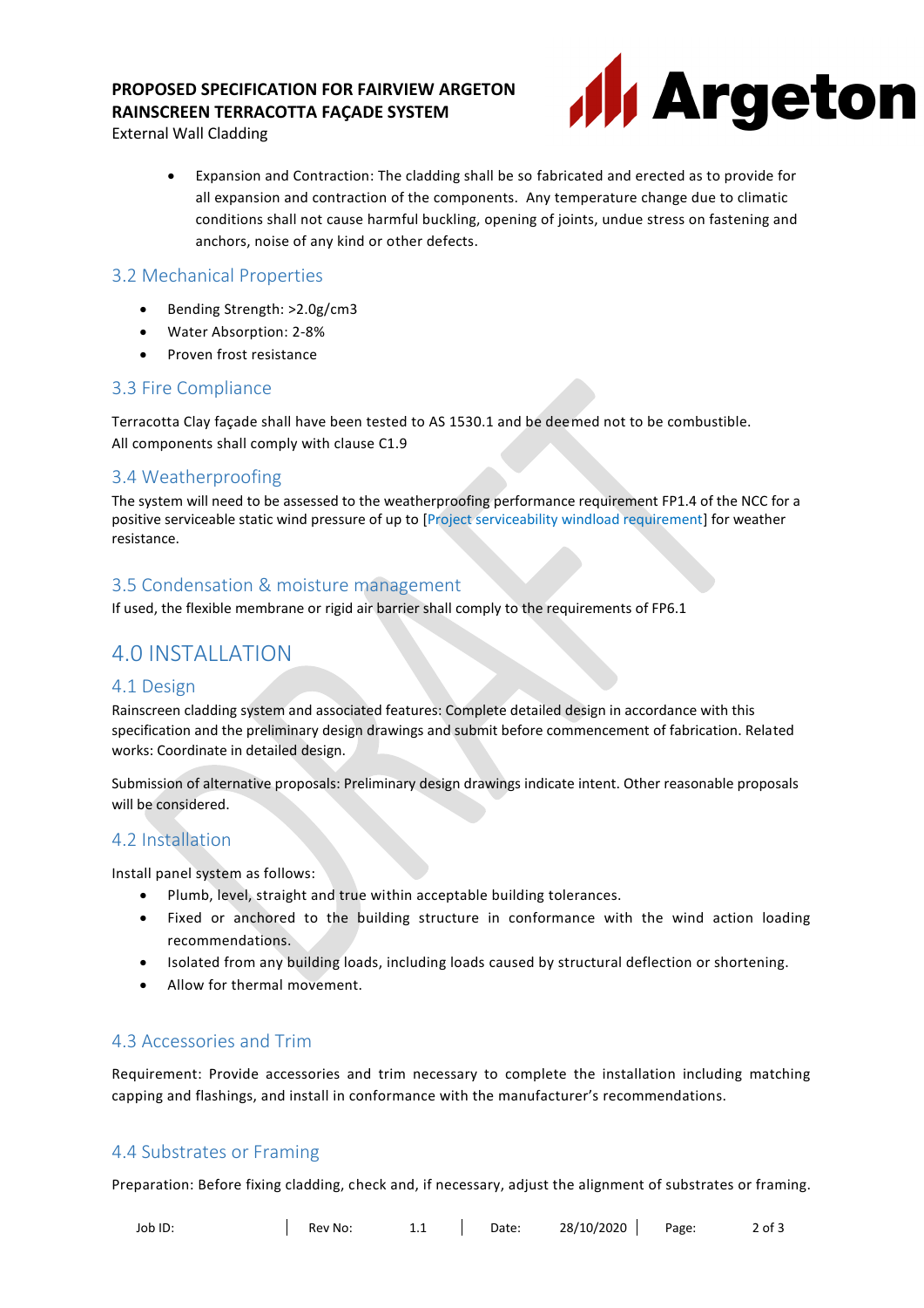- Expansion and Contraction: The cladding shall be so fabricated and erected as to provide for all expansion and contraction of the components. Any temperature change due to climatic conditions shall not cause harmful buckling, opening of joints, undue stress on fastening and anchors, noise of any kind or other defects.

## 3.2 Mechanical Properties

- Bending Strength: >2.0g/cm3
- Water Absorption: 2-8%
- Proven frost resistance

## 3.3 Fire Compliance

Terracotta Clay façade shall have been tested to AS 1530.1 and be deemed not to be combustible.
All components shall comply with clause C1.9

## 3.4 Weatherproofing

The system will need to be assessed to the weatherproofing performance requirement FP1.4 of the NCC for a positive serviceable static wind pressure of up to [Project serviceability windload requirement] for weather resistance.

## 3.5 Condensation & moisture management

If used, the flexible membrane or rigid air barrier shall comply to the requirements of FP6.1

# 4.0 INSTALLATION

## 4.1 Design

Rainscreen cladding system and associated features: Complete detailed design in accordance with this specification and the preliminary design drawings and submit before commencement of fabrication. Related works: Coordinate in detailed design.

Submission of alternative proposals: Preliminary design drawings indicate intent. Other reasonable proposals will be considered.

## 4.2 Installation

Install panel system as follows:

- Plumb, level, straight and true within acceptable building tolerances.
- Fixed or anchored to the building structure in conformance with the wind action loading recommendations.
- Isolated from any building loads, including loads caused by structural deflection or shortening.
- Allow for thermal movement.

## 4.3 Accessories and Trim

Requirement: Provide accessories and trim necessary to complete the installation including matching capping and flashings, and install in conformance with the manufacturer's recommendations.

## 4.4 Substrates or Framing

Preparation: Before fixing cladding, check and, if necessary, adjust the alignment of substrates or framing.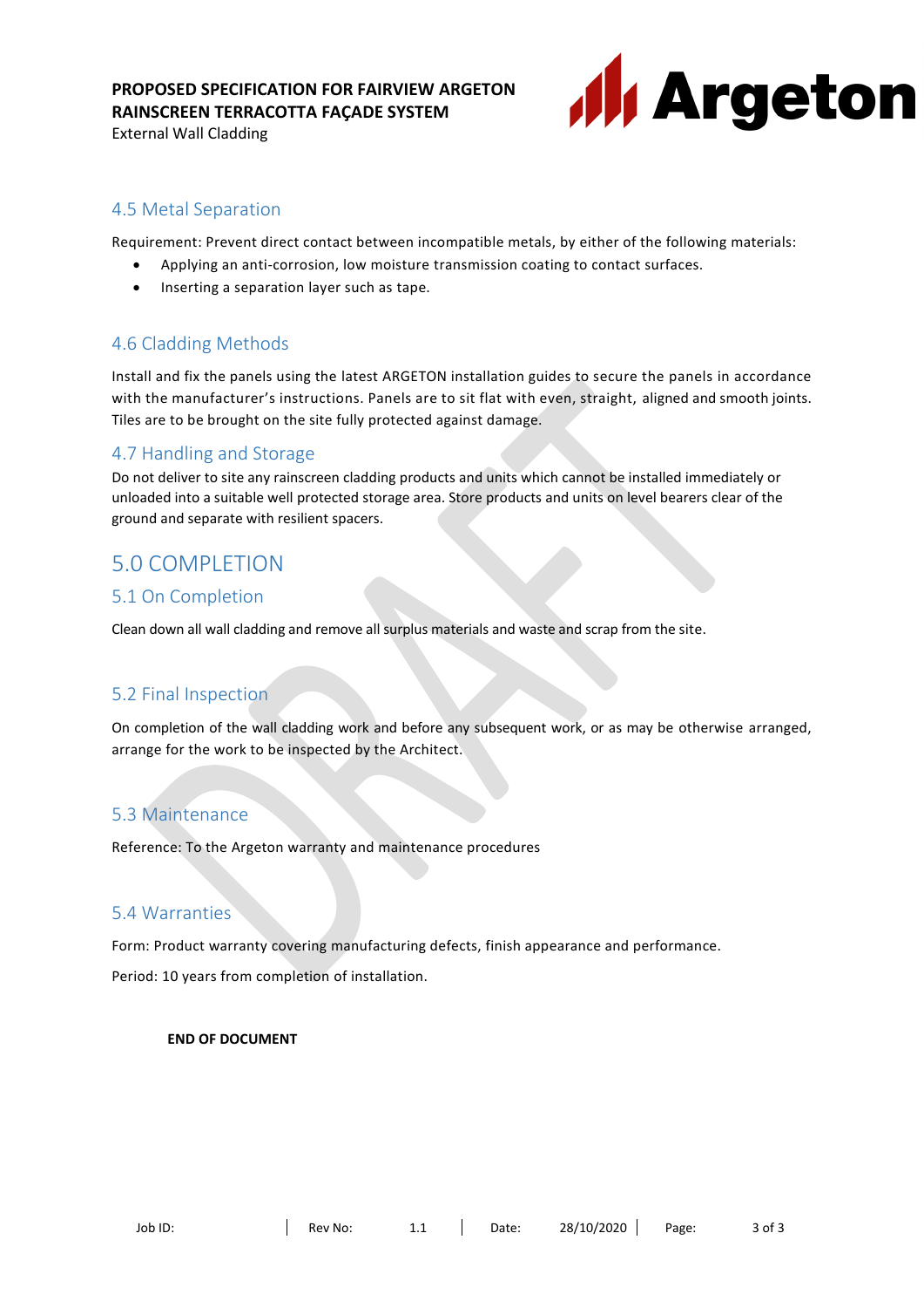## 4.5 Metal Separation

Requirement: Prevent direct contact between incompatible metals, by either of the following materials:

- Applying an anti-corrosion, low moisture transmission coating to contact surfaces.
- Inserting a separation layer such as tape.

## 4.6 Cladding Methods

Install and fix the panels using the latest ARGETON installation guides to secure the panels in accordance with the manufacturer's instructions. Panels are to sit flat with even, straight, aligned and smooth joints. Tiles are to be brought on the site fully protected against damage.

## 4.7 Handling and Storage

Do not deliver to site any rainscreen cladding products and units which cannot be installed immediately or unloaded into a suitable well protected storage area. Store products and units on level bearers clear of the ground and separate with resilient spacers.

# 5.0 COMPLETION

## 5.1 On Completion

Clean down all wall cladding and remove all surplus materials and waste and scrap from the site.

## 5.2 Final Inspection

On completion of the wall cladding work and before any subsequent work, or as may be otherwise arranged, arrange for the work to be inspected by the Architect.

## 5.3 Maintenance

Reference: To the Argeton warranty and maintenance procedures

## 5.4 Warranties

Form: Product warranty covering manufacturing defects, finish appearance and performance.

Period: 10 years from completion of installation.

**END OF DOCUMENT**